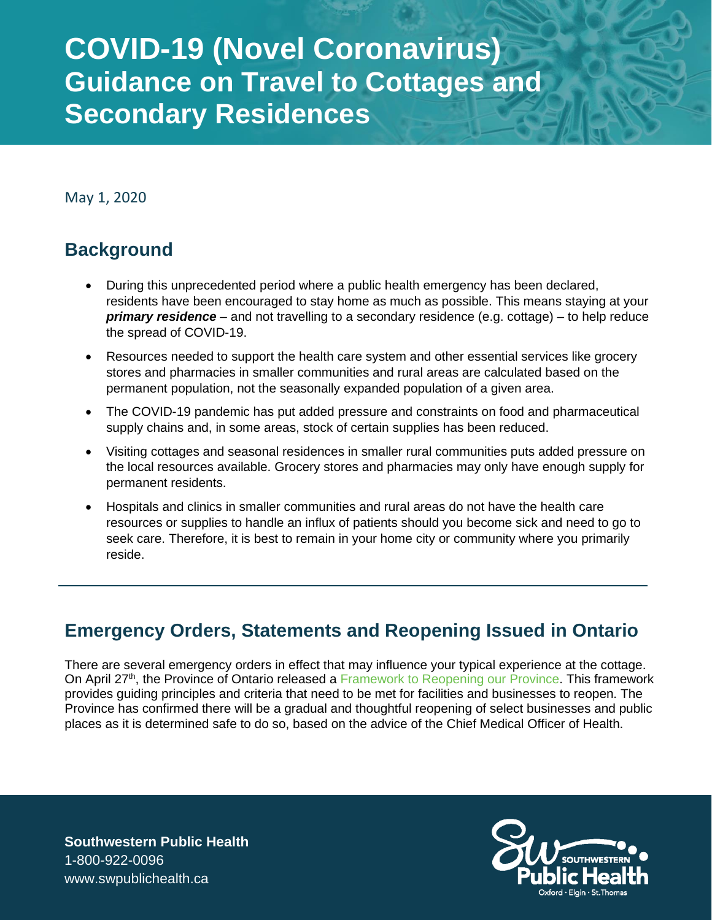# COVID-19 (Novel Coronavirus) Guidance on Travel to Cottages and Secondary Residences

May 1, 2020

## Background

- During this unprecedented period where a public health emergency has been declared, residents have been encouraged to stay home as much as possible. This means staying at your ***primary residence*** – and not travelling to a secondary residence (e.g. cottage) – to help reduce the spread of COVID-19.
- Resources needed to support the health care system and other essential services like grocery stores and pharmacies in smaller communities and rural areas are calculated based on the permanent population, not the seasonally expanded population of a given area.
- The COVID-19 pandemic has put added pressure and constraints on food and pharmaceutical supply chains and, in some areas, stock of certain supplies has been reduced.
- Visiting cottages and seasonal residences in smaller rural communities puts added pressure on the local resources available. Grocery stores and pharmacies may only have enough supply for permanent residents.
- Hospitals and clinics in smaller communities and rural areas do not have the health care resources or supplies to handle an influx of patients should you become sick and need to go to seek care. Therefore, it is best to remain in your home city or community where you primarily reside.

---

## Emergency Orders, Statements and Reopening Issued in Ontario

There are several emergency orders in effect that may influence your typical experience at the cottage. On April 27th, the Province of Ontario released a Framework to Reopening our Province. This framework provides guiding principles and criteria that need to be met for facilities and businesses to reopen. The Province has confirmed there will be a gradual and thoughtful reopening of select businesses and public places as it is determined safe to do so, based on the advice of the Chief Medical Officer of Health.

**Southwestern Public Health**
1-800-922-0096
www.swpublichealth.ca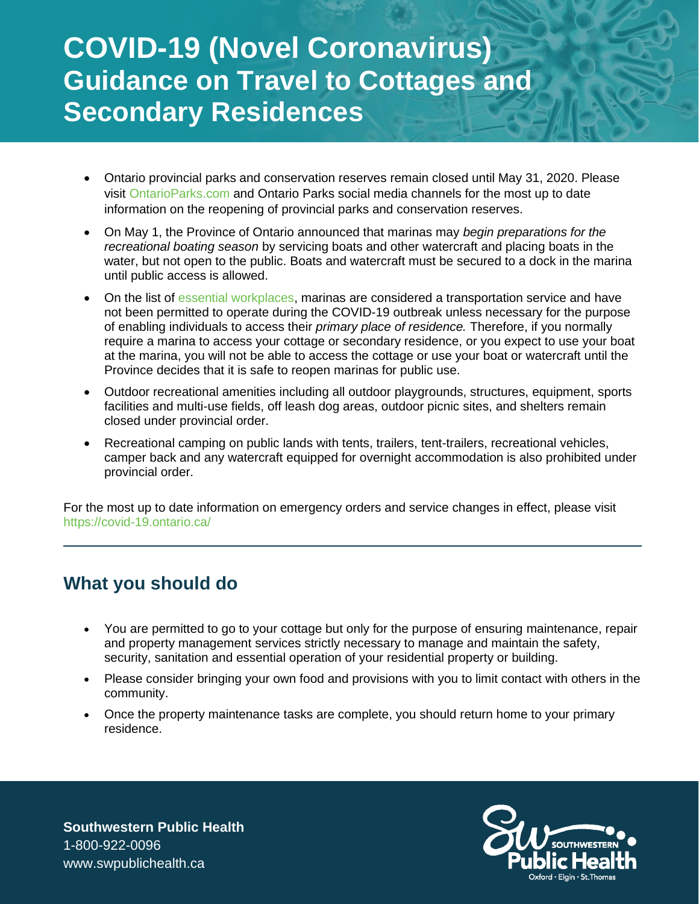# COVID-19 (Novel Coronavirus) Guidance on Travel to Cottages and Secondary Residences

- Ontario provincial parks and conservation reserves remain closed until May 31, 2020. Please visit OntarioParks.com and Ontario Parks social media channels for the most up to date information on the reopening of provincial parks and conservation reserves.
- On May 1, the Province of Ontario announced that marinas may *begin preparations for the recreational boating season* by servicing boats and other watercraft and placing boats in the water, but not open to the public. Boats and watercraft must be secured to a dock in the marina until public access is allowed.
- On the list of essential workplaces, marinas are considered a transportation service and have not been permitted to operate during the COVID-19 outbreak unless necessary for the purpose of enabling individuals to access their *primary place of residence.* Therefore, if you normally require a marina to access your cottage or secondary residence, or you expect to use your boat at the marina, you will not be able to access the cottage or use your boat or watercraft until the Province decides that it is safe to reopen marinas for public use.
- Outdoor recreational amenities including all outdoor playgrounds, structures, equipment, sports facilities and multi-use fields, off leash dog areas, outdoor picnic sites, and shelters remain closed under provincial order.
- Recreational camping on public lands with tents, trailers, tent-trailers, recreational vehicles, camper back and any watercraft equipped for overnight accommodation is also prohibited under provincial order.

For the most up to date information on emergency orders and service changes in effect, please visit https://covid-19.ontario.ca/

---

## What you should do

- You are permitted to go to your cottage but only for the purpose of ensuring maintenance, repair and property management services strictly necessary to manage and maintain the safety, security, sanitation and essential operation of your residential property or building.
- Please consider bringing your own food and provisions with you to limit contact with others in the community.
- Once the property maintenance tasks are complete, you should return home to your primary residence.

**Southwestern Public Health**
1-800-922-0096
www.swpublichealth.ca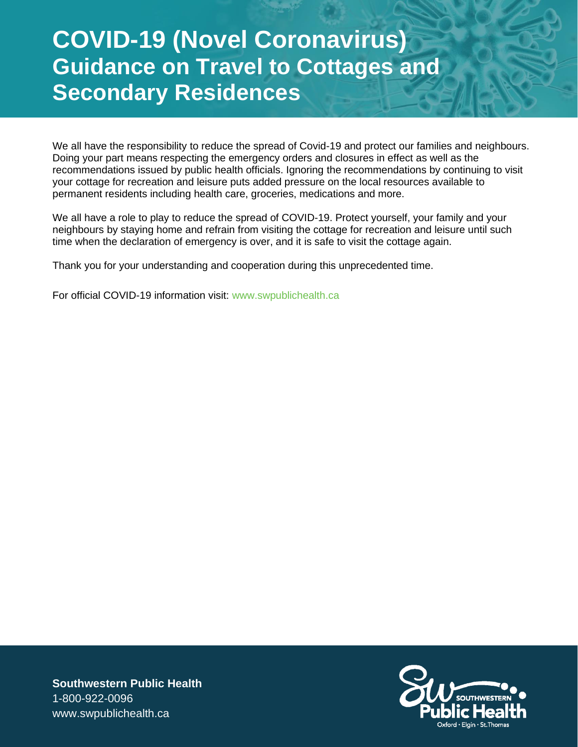# COVID-19 (Novel Coronavirus)
## Guidance on Travel to Cottages and Secondary Residences

We all have the responsibility to reduce the spread of Covid-19 and protect our families and neighbours. Doing your part means respecting the emergency orders and closures in effect as well as the recommendations issued by public health officials. Ignoring the recommendations by continuing to visit your cottage for recreation and leisure puts added pressure on the local resources available to permanent residents including health care, groceries, medications and more.

We all have a role to play to reduce the spread of COVID-19. Protect yourself, your family and your neighbours by staying home and refrain from visiting the cottage for recreation and leisure until such time when the declaration of emergency is over, and it is safe to visit the cottage again.

Thank you for your understanding and cooperation during this unprecedented time.

For official COVID-19 information visit: www.swpublichealth.ca

**Southwestern Public Health**
1-800-922-0096
www.swpublichealth.ca